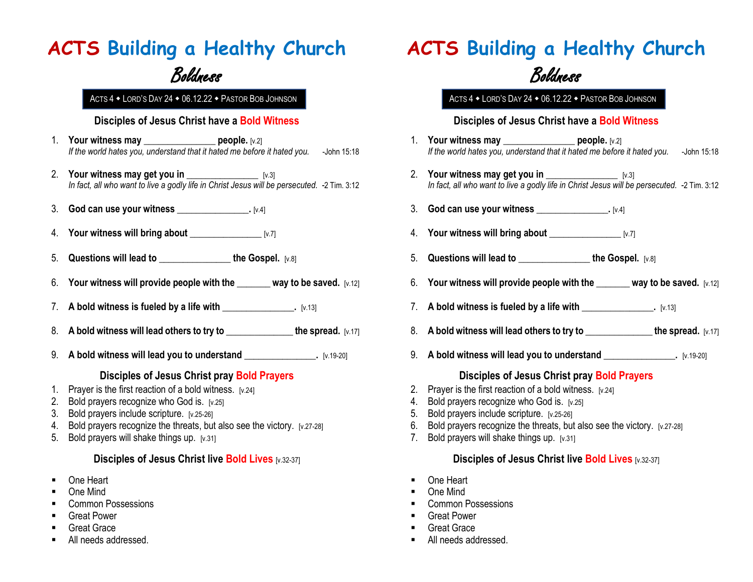# ACTS Building a Healthy Church

## *Boldness*

ACTS 4 ◆ LORD'S DAY 24 ◆ 06.12.22 ◆ PASTOR BOB JOHNSON

### Disciples of Jesus Christ have a Bold Witness

1. **Your witness may _______________ people.** [v.2]
   *If the world hates you, understand that it hated me before it hated you.* -John 15:18
2. **Your witness may get you in _______________** [v.3]
   *In fact, all who want to live a godly life in Christ Jesus will be persecuted.* -2 Tim. 3:12
3. **God can use your witness _______________.** [v.4]
4. **Your witness will bring about _______________** [v.7]
5. **Questions will lead to _______________ the Gospel.** [v.8]
6. **Your witness will provide people with the _______ way to be saved.** [v.12]
7. **A bold witness is fueled by a life with _______________.** [v.13]
8. **A bold witness will lead others to try to ______________ the spread.** [v.17]
9. **A bold witness will lead you to understand _______________.** [v.19-20]

### Disciples of Jesus Christ pray Bold Prayers

1. Prayer is the first reaction of a bold witness. [v.24]
2. Bold prayers recognize who God is. [v.25]
3. Bold prayers include scripture. [v.25-26]
4. Bold prayers recognize the threats, but also see the victory. [v.27-28]
5. Bold prayers will shake things up. [v.31]

### Disciples of Jesus Christ live Bold Lives [v.32-37]

- One Heart
- One Mind
- Common Possessions
- Great Power
- Great Grace
- All needs addressed.

# ACTS Building a Healthy Church

## *Boldness*

ACTS 4 ◆ LORD'S DAY 24 ◆ 06.12.22 ◆ PASTOR BOB JOHNSON

### Disciples of Jesus Christ have a Bold Witness

1. **Your witness may _______________ people.** [v.2]
   *If the world hates you, understand that it hated me before it hated you.* -John 15:18
2. **Your witness may get you in _______________** [v.3]
   *In fact, all who want to live a godly life in Christ Jesus will be persecuted.* -2 Tim. 3:12
3. **God can use your witness _______________.** [v.4]
4. **Your witness will bring about _______________** [v.7]
5. **Questions will lead to _______________ the Gospel.** [v.8]
6. **Your witness will provide people with the _______ way to be saved.** [v.12]
7. **A bold witness is fueled by a life with _______________.** [v.13]
8. **A bold witness will lead others to try to ______________ the spread.** [v.17]
9. **A bold witness will lead you to understand _______________.** [v.19-20]

### Disciples of Jesus Christ pray Bold Prayers

2. Prayer is the first reaction of a bold witness. [v.24]
4. Bold prayers recognize who God is. [v.25]
5. Bold prayers include scripture. [v.25-26]
6. Bold prayers recognize the threats, but also see the victory. [v.27-28]
7. Bold prayers will shake things up. [v.31]

### Disciples of Jesus Christ live Bold Lives [v.32-37]

- One Heart
- One Mind
- Common Possessions
- Great Power
- Great Grace
- All needs addressed.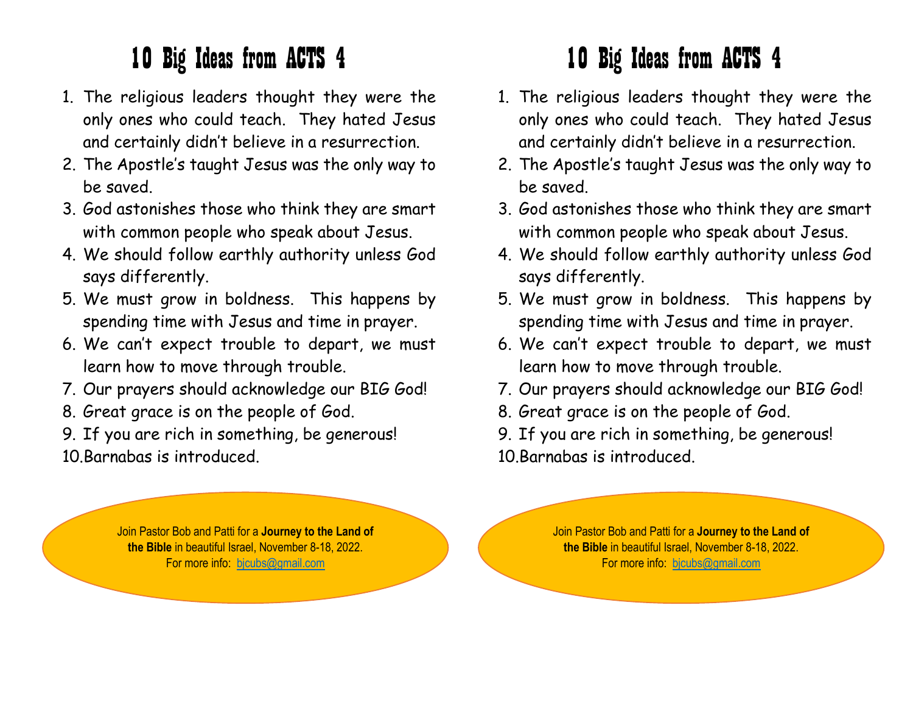# 10 Big Ideas from ACTS 4

1. The religious leaders thought they were the only ones who could teach. They hated Jesus and certainly didn't believe in a resurrection.
2. The Apostle's taught Jesus was the only way to be saved.
3. God astonishes those who think they are smart with common people who speak about Jesus.
4. We should follow earthly authority unless God says differently.
5. We must grow in boldness. This happens by spending time with Jesus and time in prayer.
6. We can't expect trouble to depart, we must learn how to move through trouble.
7. Our prayers should acknowledge our BIG God!
8. Great grace is on the people of God.
9. If you are rich in something, be generous!
10. Barnabas is introduced.

Join Pastor Bob and Patti for a **Journey to the Land of the Bible** in beautiful Israel, November 8-18, 2022.
For more info: bjcubs@gmail.com

# 10 Big Ideas from ACTS 4

1. The religious leaders thought they were the only ones who could teach. They hated Jesus and certainly didn't believe in a resurrection.
2. The Apostle's taught Jesus was the only way to be saved.
3. God astonishes those who think they are smart with common people who speak about Jesus.
4. We should follow earthly authority unless God says differently.
5. We must grow in boldness. This happens by spending time with Jesus and time in prayer.
6. We can't expect trouble to depart, we must learn how to move through trouble.
7. Our prayers should acknowledge our BIG God!
8. Great grace is on the people of God.
9. If you are rich in something, be generous!
10. Barnabas is introduced.

Join Pastor Bob and Patti for a **Journey to the Land of the Bible** in beautiful Israel, November 8-18, 2022.
For more info: bjcubs@gmail.com